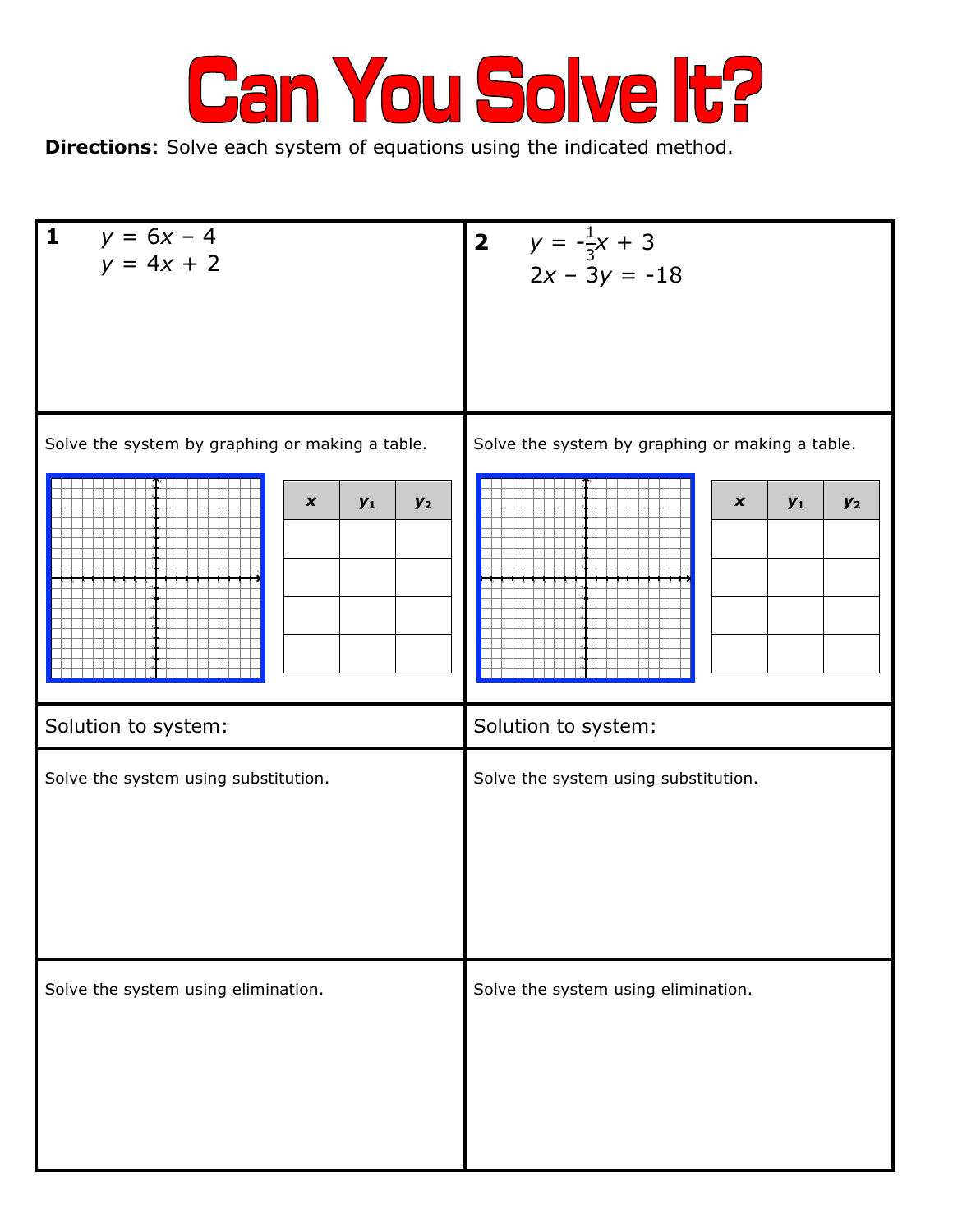# Can You Solve It?

**Directions**: Solve each system of equations using the indicated method.

**1**

$y = 6x - 4$
$y = 4x + 2$

Solve the system by graphing or making a table.

| $x$ | $y_1$ | $y_2$ |
|---|---|---|
| | | |
| | | |
| | | |
| | | |

Solution to system:

Solve the system using substitution.

Solve the system using elimination.

**2**

$y = -\frac{1}{3}x + 3$
$2x - 3y = -18$

Solve the system by graphing or making a table.

| $x$ | $y_1$ | $y_2$ |
|---|---|---|
| | | |
| | | |
| | | |
| | | |

Solution to system:

Solve the system using substitution.

Solve the system using elimination.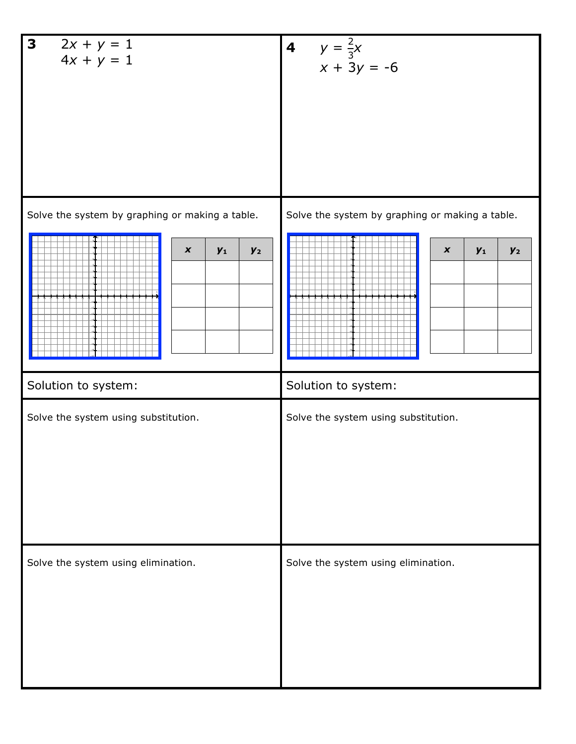**3** $2x + y = 1$
$4x + y = 1$

Solve the system by graphing or making a table.

| $x$ | $y_1$ | $y_2$ |
|---|---|---|
| | | |
| | | |
| | | |
| | | |

Solution to system:

Solve the system using substitution.

Solve the system using elimination.

**4** $y = \frac{2}{3}x$
$x + 3y = -6$

Solve the system by graphing or making a table.

| $x$ | $y_1$ | $y_2$ |
|---|---|---|
| | | |
| | | |
| | | |
| | | |

Solution to system:

Solve the system using substitution.

Solve the system using elimination.